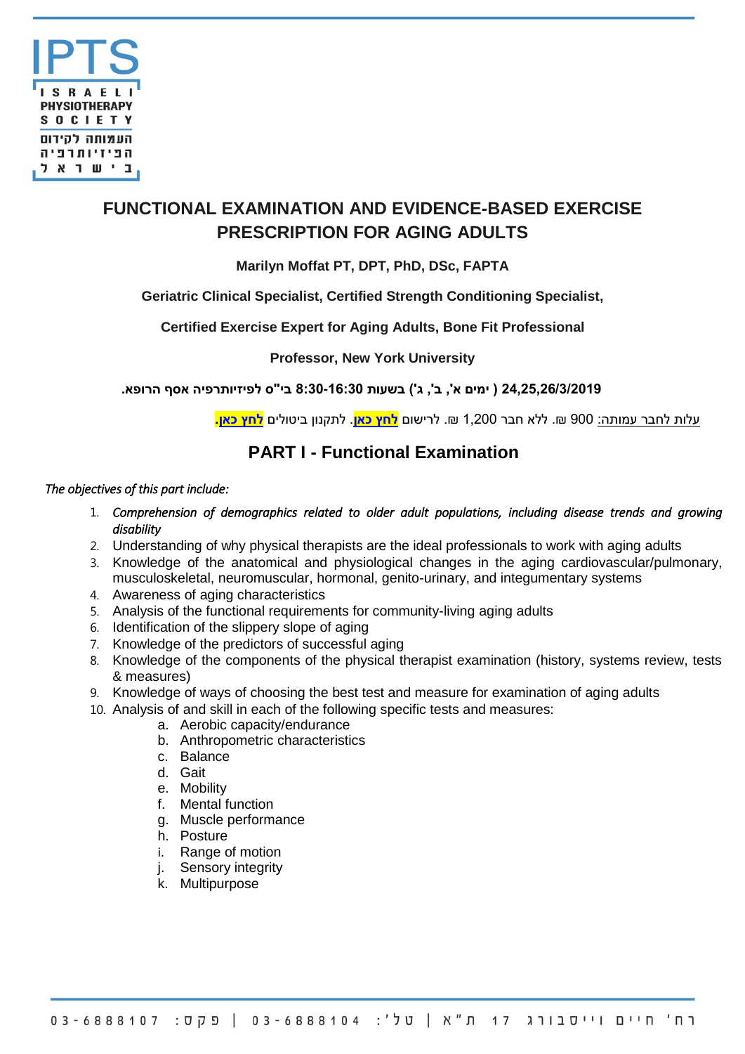# FUNCTIONAL EXAMINATION AND EVIDENCE-BASED EXERCISE PRESCRIPTION FOR AGING ADULTS

**Marilyn Moffat PT, DPT, PhD, DSc, FAPTA**

**Geriatric Clinical Specialist, Certified Strength Conditioning Specialist,**

**Certified Exercise Expert for Aging Adults, Bone Fit Professional**

**Professor, New York University**

**24,25,26/3/2019 ( ימים א', ב', ג') בשעות 8:30-16:30 בי"ס לפיזיותרפיה אסף הרופא.**

עלות לחבר עמותה: 900 ₪. ללא חבר 1,200 ₪. לרישום **לחץ כאן**. לתקנון ביטולים **לחץ כאן.**

## PART I - Functional Examination

*The objectives of this part include:*

1. *Comprehension of demographics related to older adult populations, including disease trends and growing disability*
2. Understanding of why physical therapists are the ideal professionals to work with aging adults
3. Knowledge of the anatomical and physiological changes in the aging cardiovascular/pulmonary, musculoskeletal, neuromuscular, hormonal, genito-urinary, and integumentary systems
4. Awareness of aging characteristics
5. Analysis of the functional requirements for community-living aging adults
6. Identification of the slippery slope of aging
7. Knowledge of the predictors of successful aging
8. Knowledge of the components of the physical therapist examination (history, systems review, tests & measures)
9. Knowledge of ways of choosing the best test and measure for examination of aging adults
10. Analysis of and skill in each of the following specific tests and measures:
    a. Aerobic capacity/endurance
    b. Anthropometric characteristics
    c. Balance
    d. Gait
    e. Mobility
    f. Mental function
    g. Muscle performance
    h. Posture
    i. Range of motion
    j. Sensory integrity
    k. Multipurpose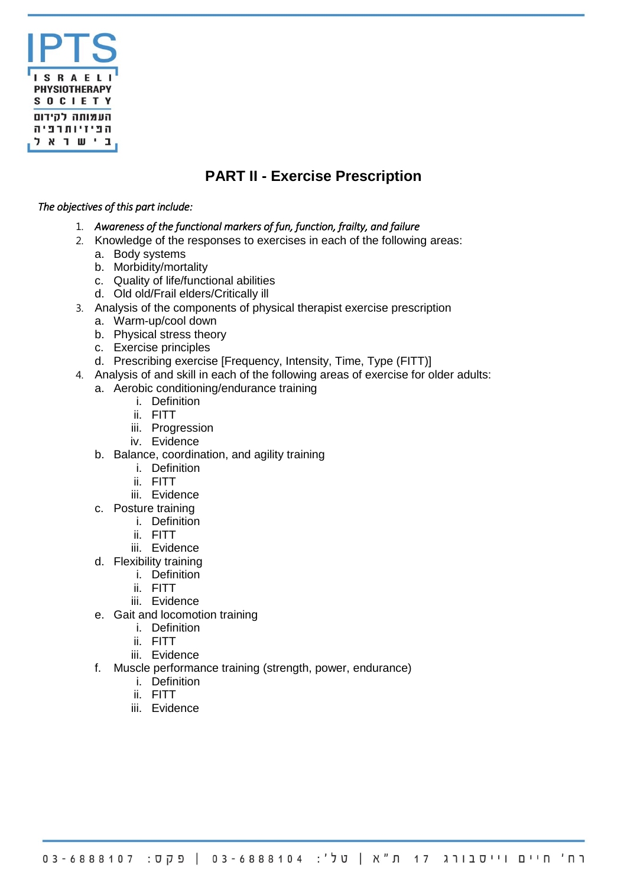## PART II - Exercise Prescription

*The objectives of this part include:*

1. *Awareness of the functional markers of fun, function, frailty, and failure*
2. Knowledge of the responses to exercises in each of the following areas:
   a. Body systems
   b. Morbidity/mortality
   c. Quality of life/functional abilities
   d. Old old/Frail elders/Critically ill
3. Analysis of the components of physical therapist exercise prescription
   a. Warm-up/cool down
   b. Physical stress theory
   c. Exercise principles
   d. Prescribing exercise [Frequency, Intensity, Time, Type (FITT)]
4. Analysis of and skill in each of the following areas of exercise for older adults:
   a. Aerobic conditioning/endurance training
      i. Definition
      ii. FITT
      iii. Progression
      iv. Evidence
   b. Balance, coordination, and agility training
      i. Definition
      ii. FITT
      iii. Evidence
   c. Posture training
      i. Definition
      ii. FITT
      iii. Evidence
   d. Flexibility training
      i. Definition
      ii. FITT
      iii. Evidence
   e. Gait and locomotion training
      i. Definition
      ii. FITT
      iii. Evidence
   f. Muscle performance training (strength, power, endurance)
      i. Definition
      ii. FITT
      iii. Evidence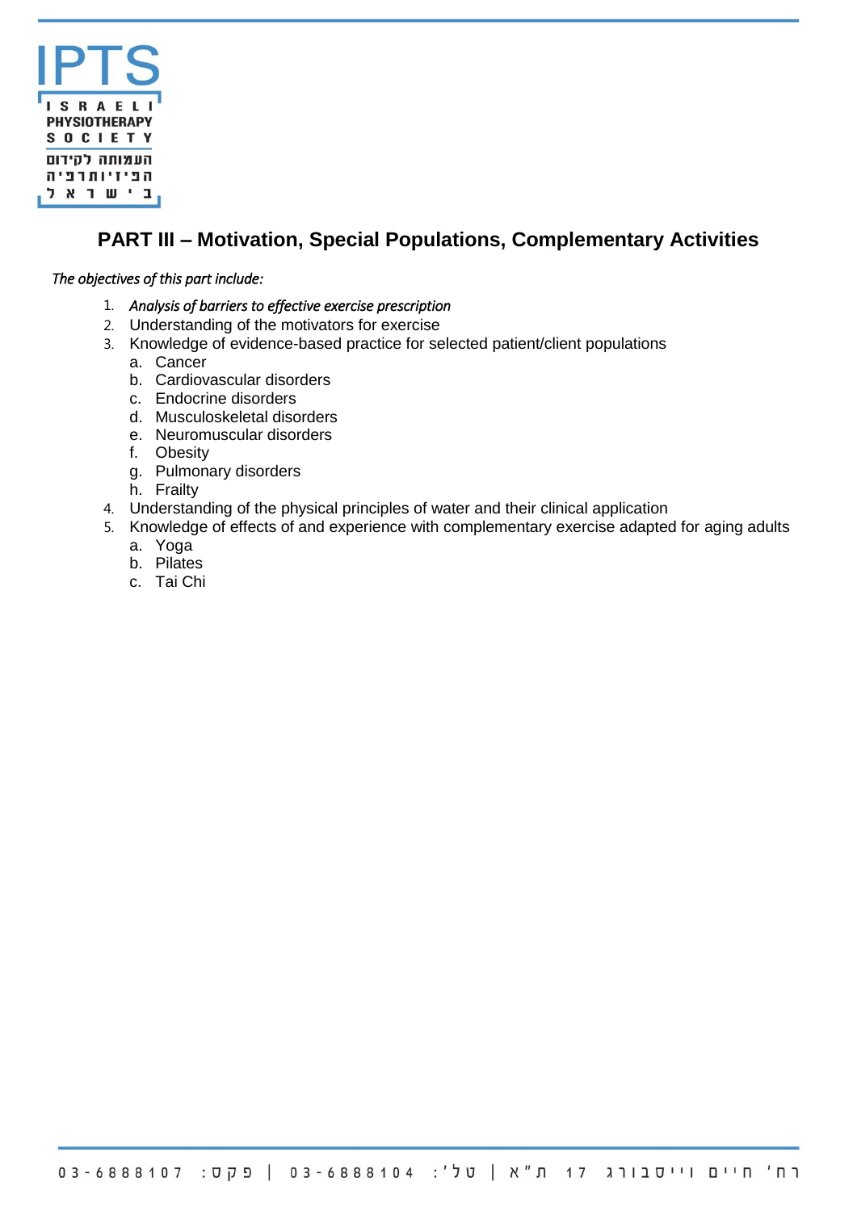## PART III – Motivation, Special Populations, Complementary Activities

*The objectives of this part include:*

1. *Analysis of barriers to effective exercise prescription*
2. Understanding of the motivators for exercise
3. Knowledge of evidence-based practice for selected patient/client populations
   a. Cancer
   b. Cardiovascular disorders
   c. Endocrine disorders
   d. Musculoskeletal disorders
   e. Neuromuscular disorders
   f. Obesity
   g. Pulmonary disorders
   h. Frailty
4. Understanding of the physical principles of water and their clinical application
5. Knowledge of effects of and experience with complementary exercise adapted for aging adults
   a. Yoga
   b. Pilates
   c. Tai Chi